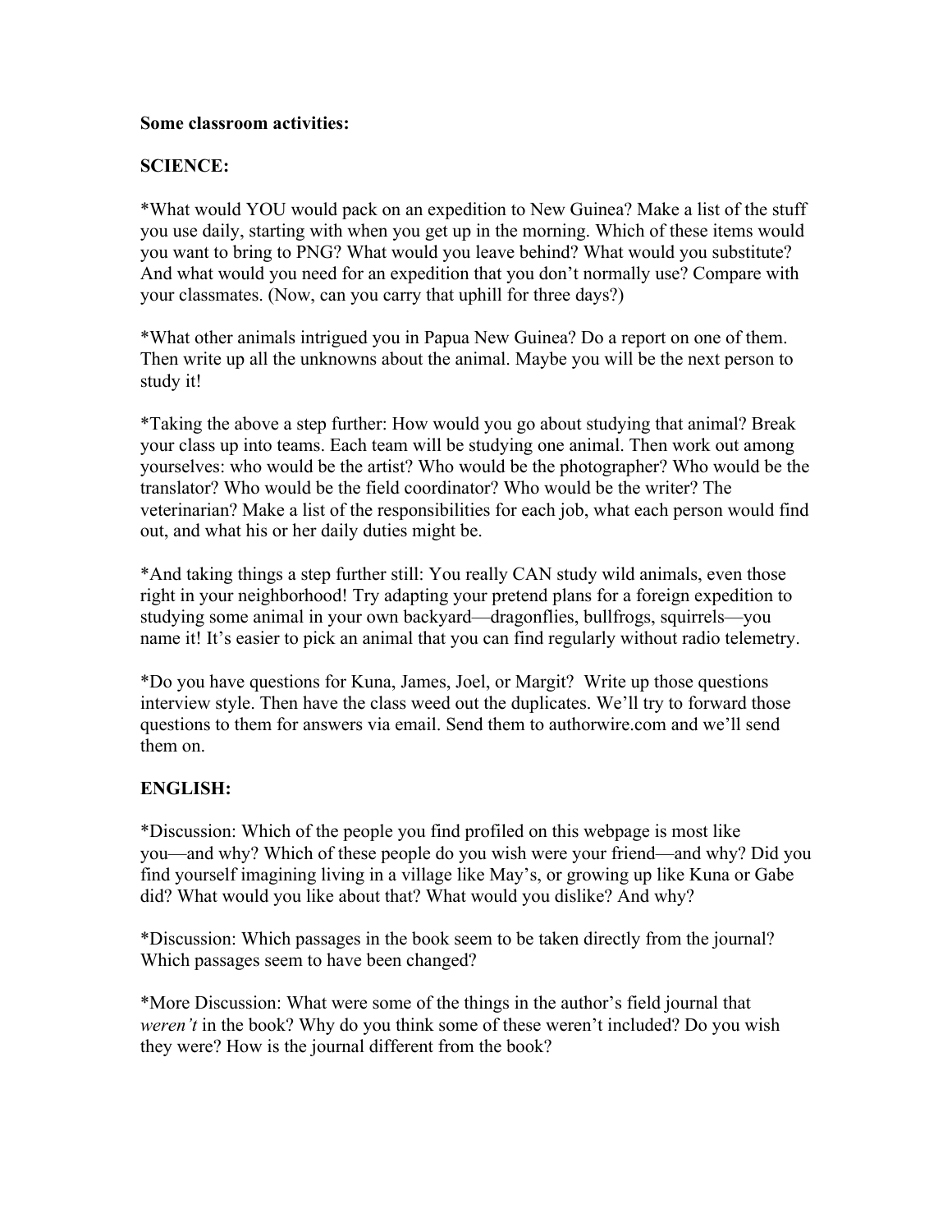**Some classroom activities:**

**SCIENCE:**

*What would YOU would pack on an expedition to New Guinea? Make a list of the stuff you use daily, starting with when you get up in the morning. Which of these items would you want to bring to PNG? What would you leave behind? What would you substitute? And what would you need for an expedition that you don't normally use? Compare with your classmates. (Now, can you carry that uphill for three days?)

*What other animals intrigued you in Papua New Guinea? Do a report on one of them. Then write up all the unknowns about the animal. Maybe you will be the next person to study it!

*Taking the above a step further: How would you go about studying that animal? Break your class up into teams. Each team will be studying one animal. Then work out among yourselves: who would be the artist? Who would be the photographer? Who would be the translator? Who would be the field coordinator? Who would be the writer? The veterinarian? Make a list of the responsibilities for each job, what each person would find out, and what his or her daily duties might be.

*And taking things a step further still: You really CAN study wild animals, even those right in your neighborhood! Try adapting your pretend plans for a foreign expedition to studying some animal in your own backyard—dragonflies, bullfrogs, squirrels—you name it! It's easier to pick an animal that you can find regularly without radio telemetry.

*Do you have questions for Kuna, James, Joel, or Margit? Write up those questions interview style. Then have the class weed out the duplicates. We'll try to forward those questions to them for answers via email. Send them to authorwire.com and we'll send them on.

**ENGLISH:**

*Discussion: Which of the people you find profiled on this webpage is most like you—and why? Which of these people do you wish were your friend—and why? Did you find yourself imagining living in a village like May's, or growing up like Kuna or Gabe did? What would you like about that? What would you dislike? And why?

*Discussion: Which passages in the book seem to be taken directly from the journal? Which passages seem to have been changed?

*More Discussion: What were some of the things in the author's field journal that *weren't* in the book? Why do you think some of these weren't included? Do you wish they were? How is the journal different from the book?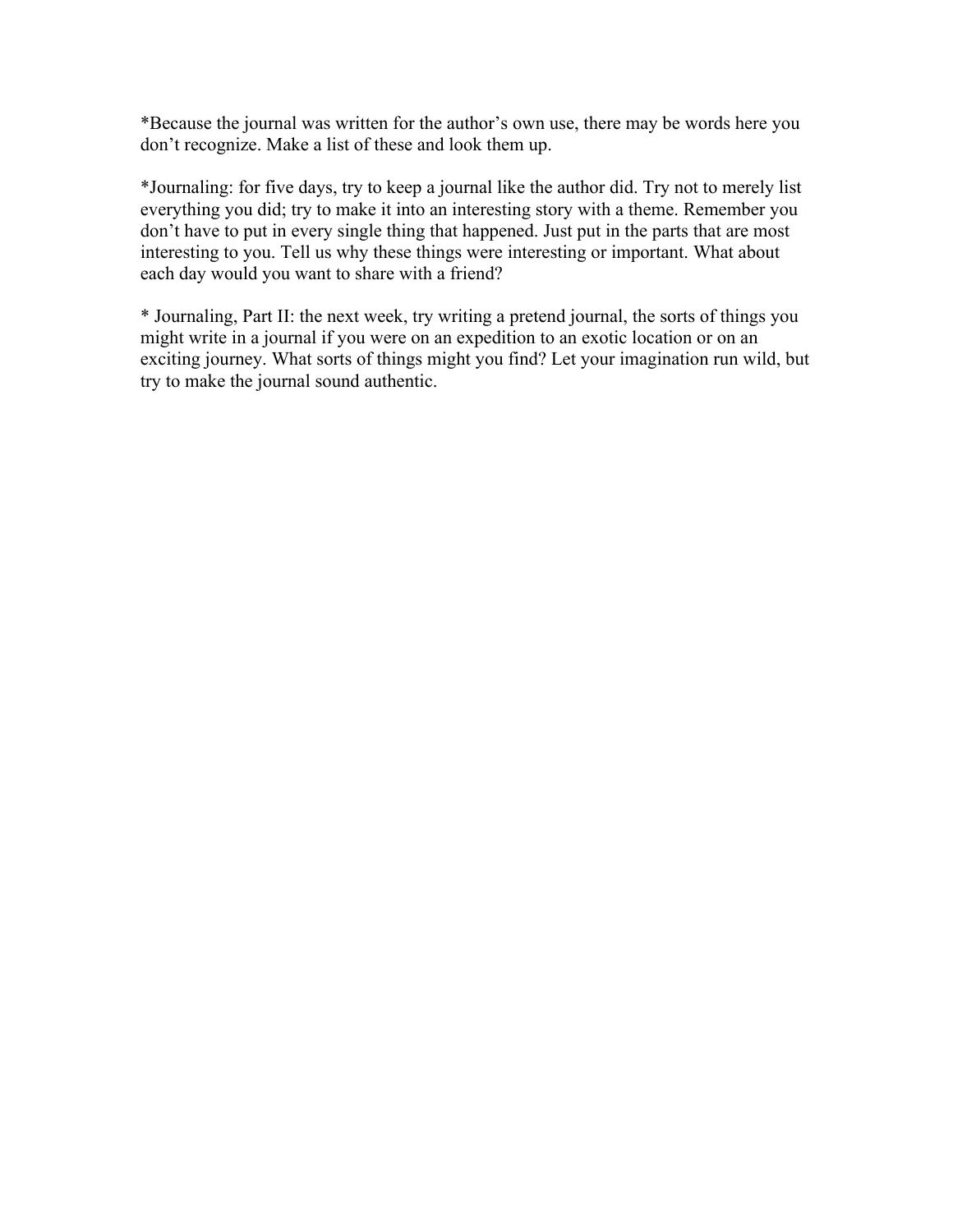*Because the journal was written for the author's own use, there may be words here you don't recognize. Make a list of these and look them up.

*Journaling: for five days, try to keep a journal like the author did. Try not to merely list everything you did; try to make it into an interesting story with a theme. Remember you don't have to put in every single thing that happened. Just put in the parts that are most interesting to you. Tell us why these things were interesting or important. What about each day would you want to share with a friend?

* Journaling, Part II: the next week, try writing a pretend journal, the sorts of things you might write in a journal if you were on an expedition to an exotic location or on an exciting journey. What sorts of things might you find? Let your imagination run wild, but try to make the journal sound authentic.